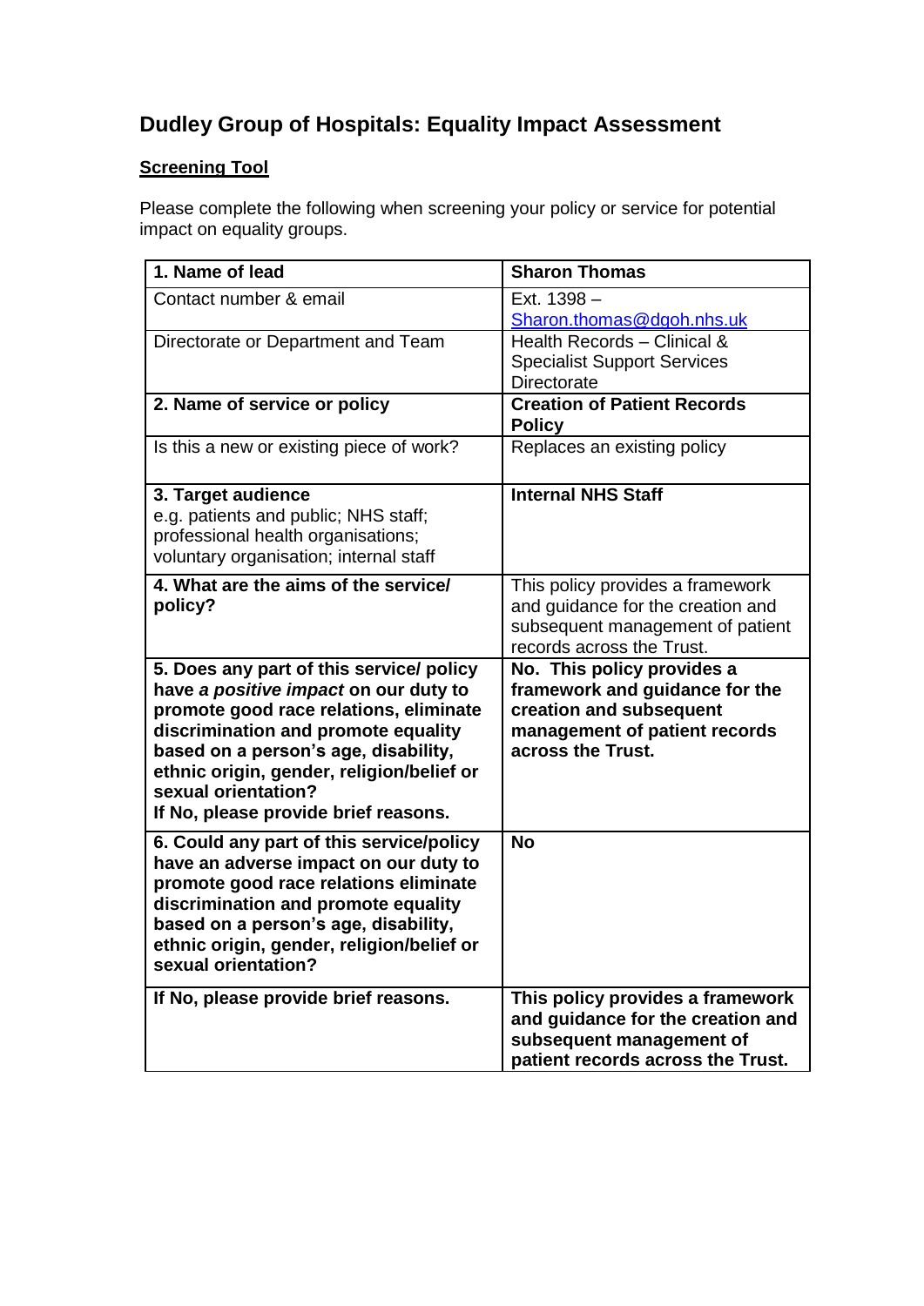# Dudley Group of Hospitals: Equality Impact Assessment

**Screening Tool**

Please complete the following when screening your policy or service for potential impact on equality groups.

| | |
|---|---|
| **1. Name of lead** | **Sharon Thomas** |
| Contact number & email | Ext. 1398 – Sharon.thomas@dgoh.nhs.uk |
| Directorate or Department and Team | Health Records – Clinical & Specialist Support Services Directorate |
| **2. Name of service or policy** | **Creation of Patient Records Policy** |
| Is this a new or existing piece of work? | Replaces an existing policy |
| **3. Target audience** e.g. patients and public; NHS staff; professional health organisations; voluntary organisation; internal staff | **Internal NHS Staff** |
| **4. What are the aims of the service/ policy?** | This policy provides a framework and guidance for the creation and subsequent management of patient records across the Trust. |
| **5. Does any part of this service/ policy have *a positive impact* on our duty to promote good race relations, eliminate discrimination and promote equality based on a person's age, disability, ethnic origin, gender, religion/belief or sexual orientation? If No, please provide brief reasons.** | **No. This policy provides a framework and guidance for the creation and subsequent management of patient records across the Trust.** |
| **6. Could any part of this service/policy have an adverse impact on our duty to promote good race relations eliminate discrimination and promote equality based on a person's age, disability, ethnic origin, gender, religion/belief or sexual orientation?** | **No** |
| **If No, please provide brief reasons.** | **This policy provides a framework and guidance for the creation and subsequent management of patient records across the Trust.** |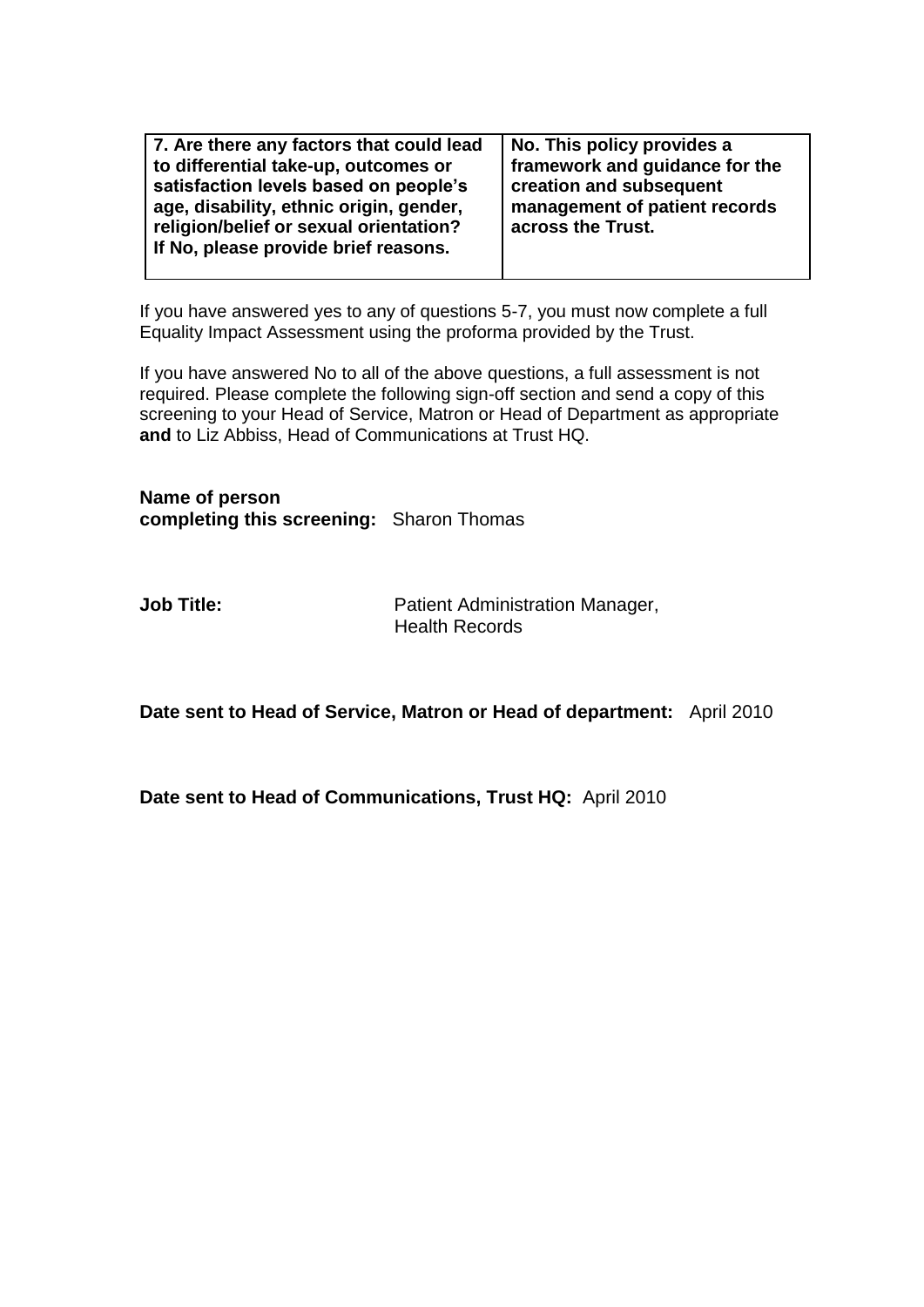| | |
|---|---|
| **7. Are there any factors that could lead to differential take-up, outcomes or satisfaction levels based on people's age, disability, ethnic origin, gender, religion/belief or sexual orientation? If No, please provide brief reasons.** | **No. This policy provides a framework and guidance for the creation and subsequent management of patient records across the Trust.** |

If you have answered yes to any of questions 5-7, you must now complete a full Equality Impact Assessment using the proforma provided by the Trust.

If you have answered No to all of the above questions, a full assessment is not required. Please complete the following sign-off section and send a copy of this screening to your Head of Service, Matron or Head of Department as appropriate **and** to Liz Abbiss, Head of Communications at Trust HQ.

**Name of person completing this screening:** Sharon Thomas

**Job Title:** Patient Administration Manager, Health Records

**Date sent to Head of Service, Matron or Head of department:** April 2010

**Date sent to Head of Communications, Trust HQ:** April 2010